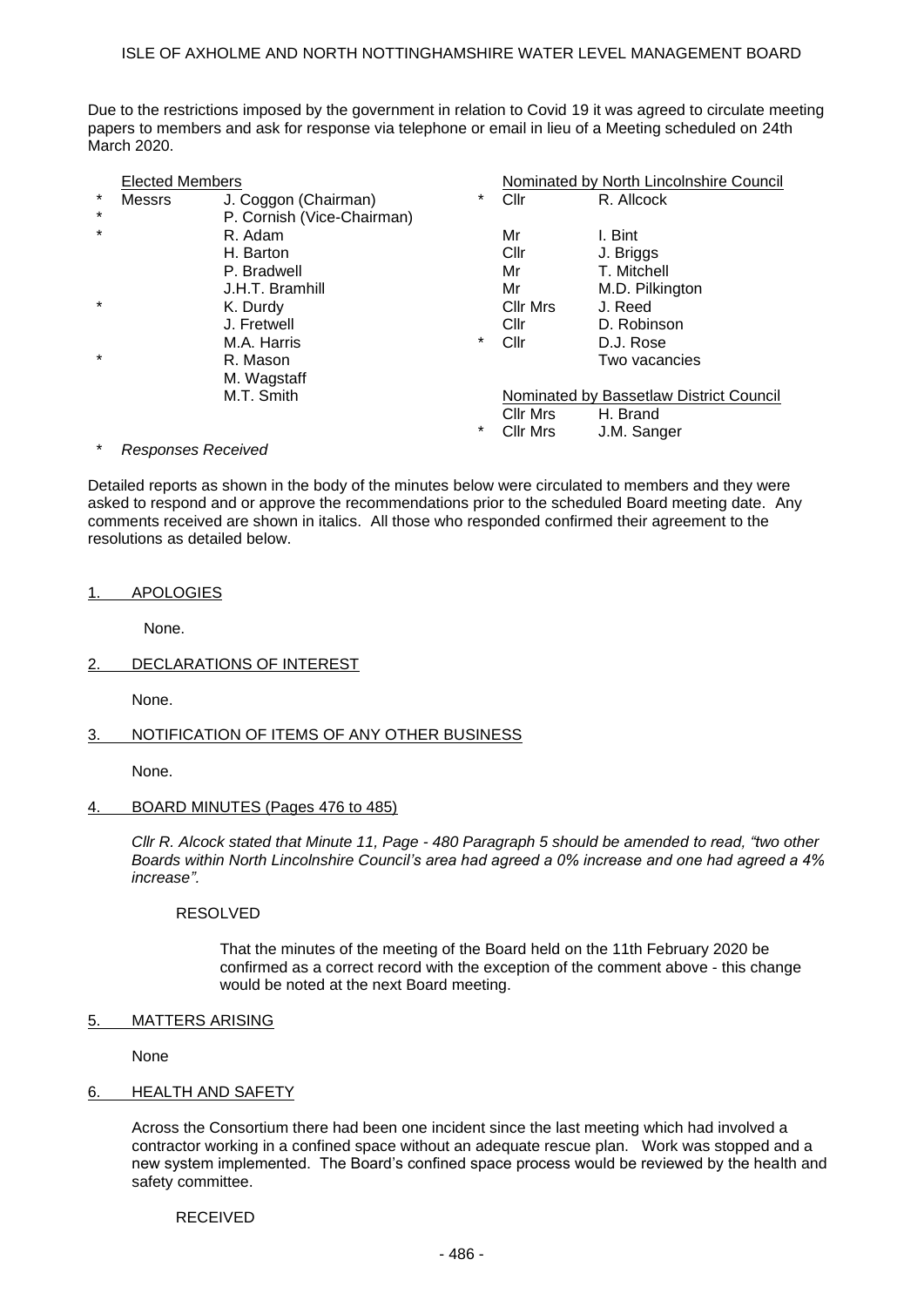ISLE OF AXHOLME AND NORTH NOTTINGHAMSHIRE WATER LEVEL MANAGEMENT BOARD

Due to the restrictions imposed by the government in relation to Covid 19 it was agreed to circulate meeting papers to members and ask for response via telephone or email in lieu of a Meeting scheduled on 24th March 2020.

| | Elected Members | | | Nominated by North Lincolnshire Council | |
|---|---|---|---|---|---|
| * | Messrs | J. Coggon (Chairman) | * | Cllr | R. Allcock |
| * | | P. Cornish (Vice-Chairman) | | | |
| * | | R. Adam | | Mr | I. Bint |
| | | H. Barton | | Cllr | J. Briggs |
| | | P. Bradwell | | Mr | T. Mitchell |
| | | J.H.T. Bramhill | | Mr | M.D. Pilkington |
| * | | K. Durdy | | Cllr Mrs | J. Reed |
| | | J. Fretwell | | Cllr | D. Robinson |
| | | M.A. Harris | * | Cllr | D.J. Rose |
| * | | R. Mason | | | Two vacancies |
| | | M. Wagstaff | | | |
| | | M.T. Smith | | Nominated by Bassetlaw District Council | |
| | | | | Cllr Mrs | H. Brand |
| | | | * | Cllr Mrs | J.M. Sanger |

\* *Responses Received*

Detailed reports as shown in the body of the minutes below were circulated to members and they were asked to respond and or approve the recommendations prior to the scheduled Board meeting date. Any comments received are shown in italics. All those who responded confirmed their agreement to the resolutions as detailed below.

## 1. APOLOGIES

None.

## 2. DECLARATIONS OF INTEREST

None.

## 3. NOTIFICATION OF ITEMS OF ANY OTHER BUSINESS

None.

## 4. BOARD MINUTES (Pages 476 to 485)

*Cllr R. Alcock stated that Minute 11, Page - 480 Paragraph 5 should be amended to read, "two other Boards within North Lincolnshire Council's area had agreed a 0% increase and one had agreed a 4% increase".*

RESOLVED

That the minutes of the meeting of the Board held on the 11th February 2020 be confirmed as a correct record with the exception of the comment above - this change would be noted at the next Board meeting.

## 5. MATTERS ARISING

None

## 6. HEALTH AND SAFETY

Across the Consortium there had been one incident since the last meeting which had involved a contractor working in a confined space without an adequate rescue plan. Work was stopped and a new system implemented. The Board's confined space process would be reviewed by the health and safety committee.

RECEIVED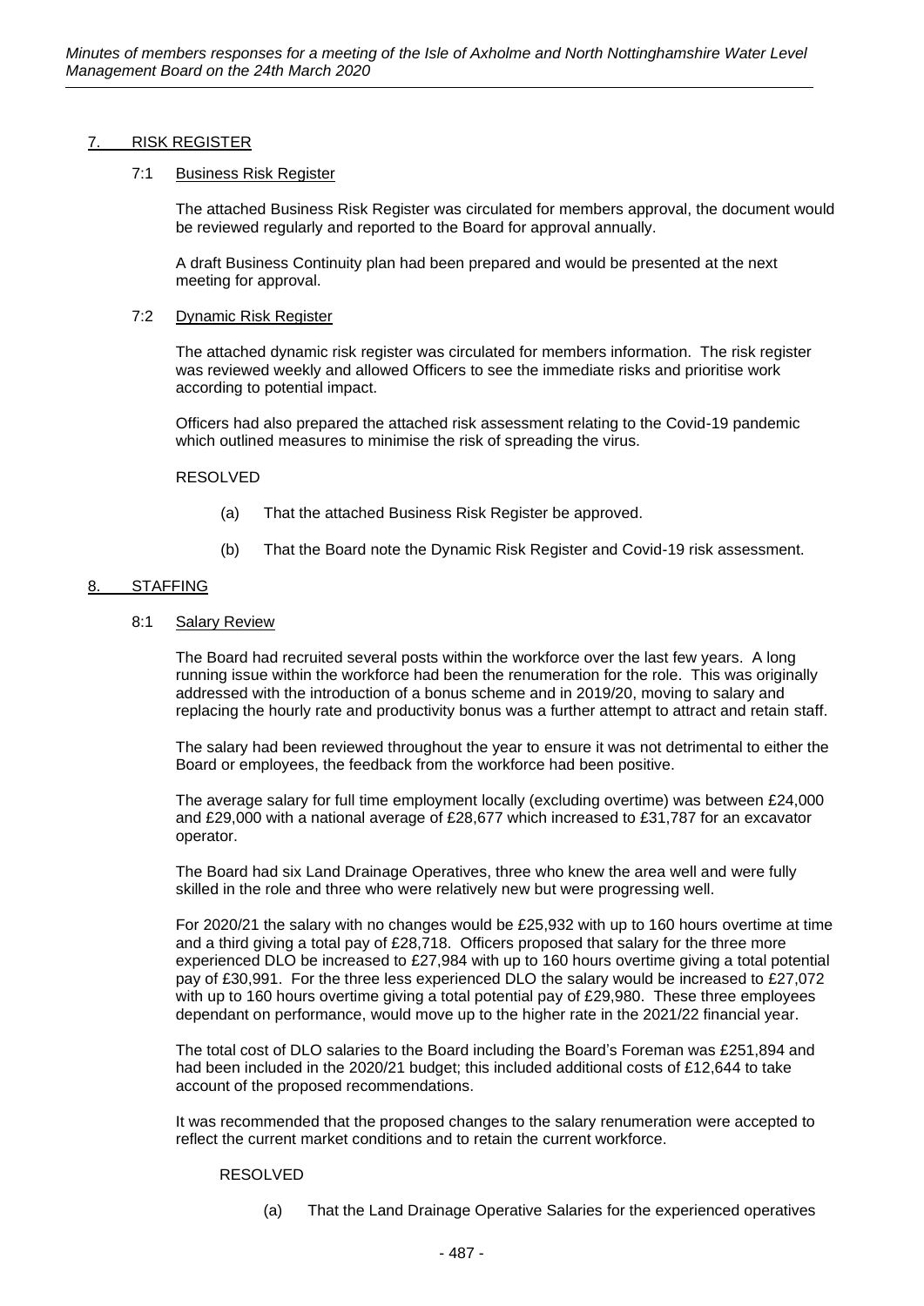## 7. RISK REGISTER

### 7:1 Business Risk Register

The attached Business Risk Register was circulated for members approval, the document would be reviewed regularly and reported to the Board for approval annually.

A draft Business Continuity plan had been prepared and would be presented at the next meeting for approval.

### 7:2 Dynamic Risk Register

The attached dynamic risk register was circulated for members information. The risk register was reviewed weekly and allowed Officers to see the immediate risks and prioritise work according to potential impact.

Officers had also prepared the attached risk assessment relating to the Covid-19 pandemic which outlined measures to minimise the risk of spreading the virus.

RESOLVED

(a) That the attached Business Risk Register be approved.

(b) That the Board note the Dynamic Risk Register and Covid-19 risk assessment.

## 8. STAFFING

### 8:1 Salary Review

The Board had recruited several posts within the workforce over the last few years. A long running issue within the workforce had been the renumeration for the role. This was originally addressed with the introduction of a bonus scheme and in 2019/20, moving to salary and replacing the hourly rate and productivity bonus was a further attempt to attract and retain staff.

The salary had been reviewed throughout the year to ensure it was not detrimental to either the Board or employees, the feedback from the workforce had been positive.

The average salary for full time employment locally (excluding overtime) was between £24,000 and £29,000 with a national average of £28,677 which increased to £31,787 for an excavator operator.

The Board had six Land Drainage Operatives, three who knew the area well and were fully skilled in the role and three who were relatively new but were progressing well.

For 2020/21 the salary with no changes would be £25,932 with up to 160 hours overtime at time and a third giving a total pay of £28,718. Officers proposed that salary for the three more experienced DLO be increased to £27,984 with up to 160 hours overtime giving a total potential pay of £30,991. For the three less experienced DLO the salary would be increased to £27,072 with up to 160 hours overtime giving a total potential pay of £29,980. These three employees dependant on performance, would move up to the higher rate in the 2021/22 financial year.

The total cost of DLO salaries to the Board including the Board's Foreman was £251,894 and had been included in the 2020/21 budget; this included additional costs of £12,644 to take account of the proposed recommendations.

It was recommended that the proposed changes to the salary renumeration were accepted to reflect the current market conditions and to retain the current workforce.

RESOLVED

(a) That the Land Drainage Operative Salaries for the experienced operatives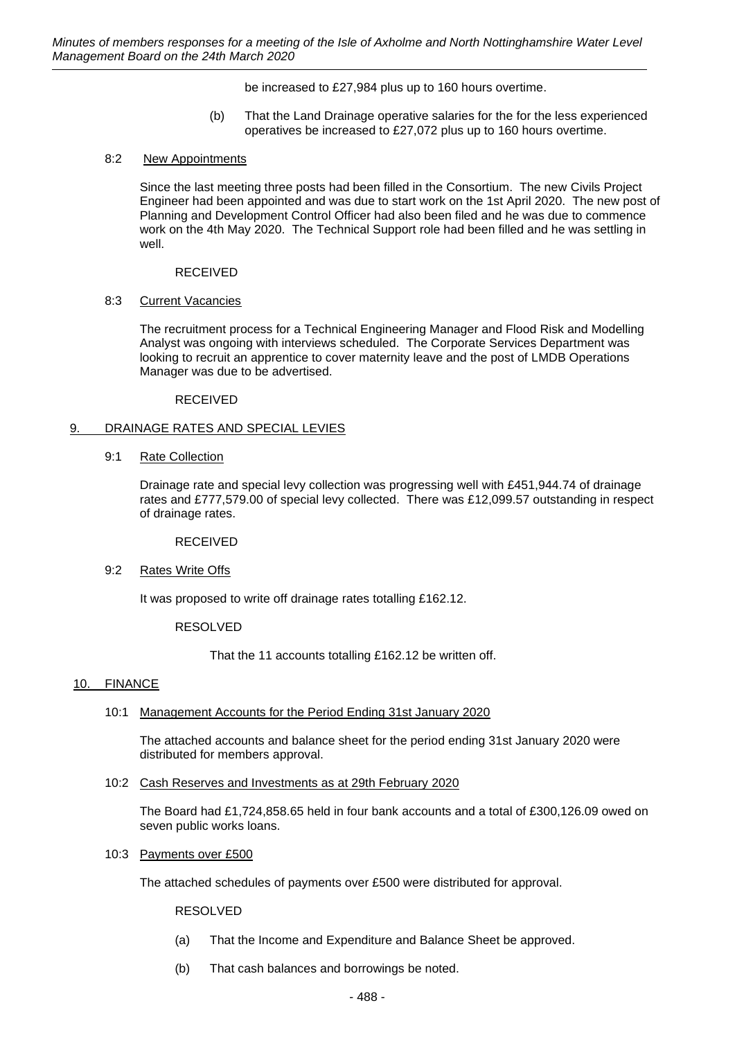be increased to £27,984 plus up to 160 hours overtime.

(b) That the Land Drainage operative salaries for the for the less experienced operatives be increased to £27,072 plus up to 160 hours overtime.

8:2 New Appointments

Since the last meeting three posts had been filled in the Consortium. The new Civils Project Engineer had been appointed and was due to start work on the 1st April 2020. The new post of Planning and Development Control Officer had also been filed and he was due to commence work on the 4th May 2020. The Technical Support role had been filled and he was settling in well.

RECEIVED

8:3 Current Vacancies

The recruitment process for a Technical Engineering Manager and Flood Risk and Modelling Analyst was ongoing with interviews scheduled. The Corporate Services Department was looking to recruit an apprentice to cover maternity leave and the post of LMDB Operations Manager was due to be advertised.

RECEIVED

## 9. DRAINAGE RATES AND SPECIAL LEVIES

9:1 Rate Collection

Drainage rate and special levy collection was progressing well with £451,944.74 of drainage rates and £777,579.00 of special levy collected. There was £12,099.57 outstanding in respect of drainage rates.

RECEIVED

9:2 Rates Write Offs

It was proposed to write off drainage rates totalling £162.12.

RESOLVED

That the 11 accounts totalling £162.12 be written off.

## 10. FINANCE

10:1 Management Accounts for the Period Ending 31st January 2020

The attached accounts and balance sheet for the period ending 31st January 2020 were distributed for members approval.

10:2 Cash Reserves and Investments as at 29th February 2020

The Board had £1,724,858.65 held in four bank accounts and a total of £300,126.09 owed on seven public works loans.

10:3 Payments over £500

The attached schedules of payments over £500 were distributed for approval.

RESOLVED

(a) That the Income and Expenditure and Balance Sheet be approved.

(b) That cash balances and borrowings be noted.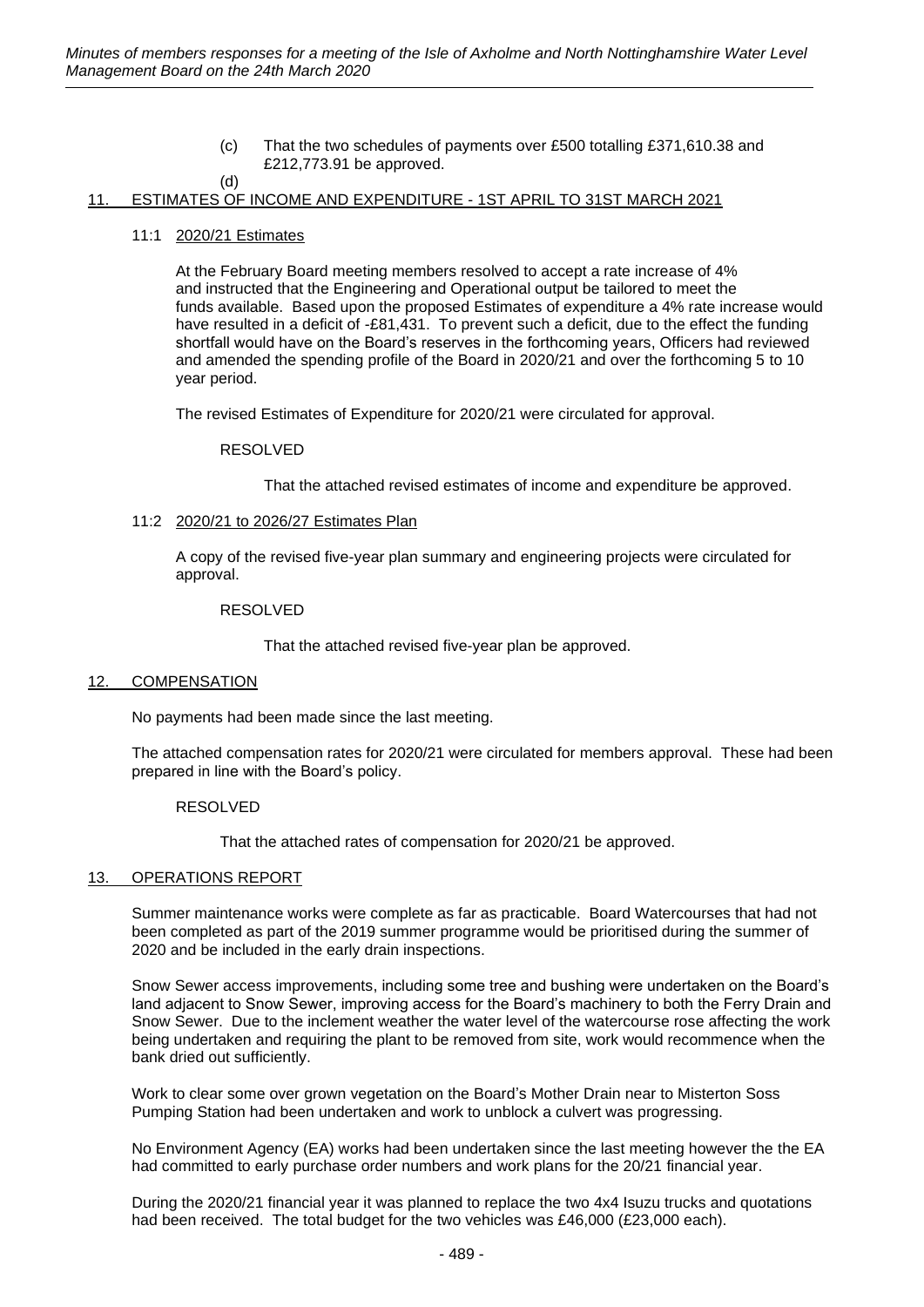(c) That the two schedules of payments over £500 totalling £371,610.38 and £212,773.91 be approved.

(d)

## 11. ESTIMATES OF INCOME AND EXPENDITURE - 1ST APRIL TO 31ST MARCH 2021

### 11:1 2020/21 Estimates

At the February Board meeting members resolved to accept a rate increase of 4% and instructed that the Engineering and Operational output be tailored to meet the funds available. Based upon the proposed Estimates of expenditure a 4% rate increase would have resulted in a deficit of -£81,431. To prevent such a deficit, due to the effect the funding shortfall would have on the Board's reserves in the forthcoming years, Officers had reviewed and amended the spending profile of the Board in 2020/21 and over the forthcoming 5 to 10 year period.

The revised Estimates of Expenditure for 2020/21 were circulated for approval.

RESOLVED

That the attached revised estimates of income and expenditure be approved.

### 11:2 2020/21 to 2026/27 Estimates Plan

A copy of the revised five-year plan summary and engineering projects were circulated for approval.

RESOLVED

That the attached revised five-year plan be approved.

## 12. COMPENSATION

No payments had been made since the last meeting.

The attached compensation rates for 2020/21 were circulated for members approval. These had been prepared in line with the Board's policy.

RESOLVED

That the attached rates of compensation for 2020/21 be approved.

## 13. OPERATIONS REPORT

Summer maintenance works were complete as far as practicable. Board Watercourses that had not been completed as part of the 2019 summer programme would be prioritised during the summer of 2020 and be included in the early drain inspections.

Snow Sewer access improvements, including some tree and bushing were undertaken on the Board's land adjacent to Snow Sewer, improving access for the Board's machinery to both the Ferry Drain and Snow Sewer. Due to the inclement weather the water level of the watercourse rose affecting the work being undertaken and requiring the plant to be removed from site, work would recommence when the bank dried out sufficiently.

Work to clear some over grown vegetation on the Board's Mother Drain near to Misterton Soss Pumping Station had been undertaken and work to unblock a culvert was progressing.

No Environment Agency (EA) works had been undertaken since the last meeting however the the EA had committed to early purchase order numbers and work plans for the 20/21 financial year.

During the 2020/21 financial year it was planned to replace the two 4x4 Isuzu trucks and quotations had been received. The total budget for the two vehicles was £46,000 (£23,000 each).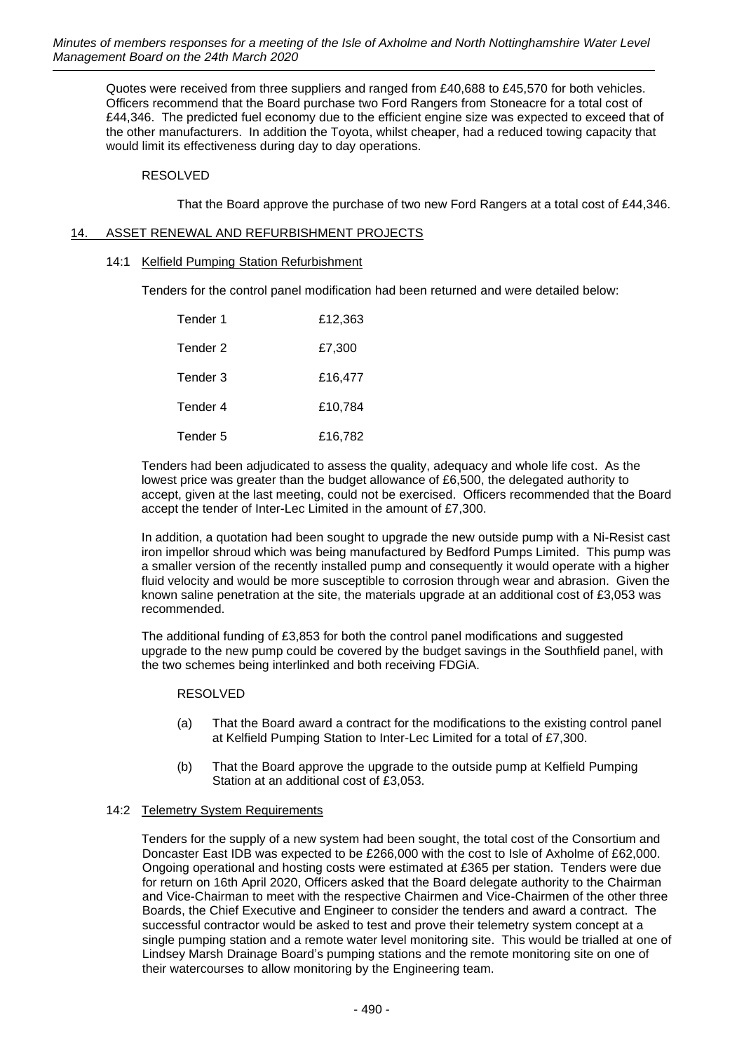Quotes were received from three suppliers and ranged from £40,688 to £45,570 for both vehicles. Officers recommend that the Board purchase two Ford Rangers from Stoneacre for a total cost of £44,346. The predicted fuel economy due to the efficient engine size was expected to exceed that of the other manufacturers. In addition the Toyota, whilst cheaper, had a reduced towing capacity that would limit its effectiveness during day to day operations.

RESOLVED

That the Board approve the purchase of two new Ford Rangers at a total cost of £44,346.

## 14. ASSET RENEWAL AND REFURBISHMENT PROJECTS

### 14:1 Kelfield Pumping Station Refurbishment

Tenders for the control panel modification had been returned and were detailed below:

| | |
|---|---|
| Tender 1 | £12,363 |
| Tender 2 | £7,300 |
| Tender 3 | £16,477 |
| Tender 4 | £10,784 |
| Tender 5 | £16,782 |

Tenders had been adjudicated to assess the quality, adequacy and whole life cost. As the lowest price was greater than the budget allowance of £6,500, the delegated authority to accept, given at the last meeting, could not be exercised. Officers recommended that the Board accept the tender of Inter-Lec Limited in the amount of £7,300.

In addition, a quotation had been sought to upgrade the new outside pump with a Ni-Resist cast iron impellor shroud which was being manufactured by Bedford Pumps Limited. This pump was a smaller version of the recently installed pump and consequently it would operate with a higher fluid velocity and would be more susceptible to corrosion through wear and abrasion. Given the known saline penetration at the site, the materials upgrade at an additional cost of £3,053 was recommended.

The additional funding of £3,853 for both the control panel modifications and suggested upgrade to the new pump could be covered by the budget savings in the Southfield panel, with the two schemes being interlinked and both receiving FDGiA.

RESOLVED

(a) That the Board award a contract for the modifications to the existing control panel at Kelfield Pumping Station to Inter-Lec Limited for a total of £7,300.

(b) That the Board approve the upgrade to the outside pump at Kelfield Pumping Station at an additional cost of £3,053.

### 14:2 Telemetry System Requirements

Tenders for the supply of a new system had been sought, the total cost of the Consortium and Doncaster East IDB was expected to be £266,000 with the cost to Isle of Axholme of £62,000. Ongoing operational and hosting costs were estimated at £365 per station. Tenders were due for return on 16th April 2020, Officers asked that the Board delegate authority to the Chairman and Vice-Chairman to meet with the respective Chairmen and Vice-Chairmen of the other three Boards, the Chief Executive and Engineer to consider the tenders and award a contract. The successful contractor would be asked to test and prove their telemetry system concept at a single pumping station and a remote water level monitoring site. This would be trialled at one of Lindsey Marsh Drainage Board's pumping stations and the remote monitoring site on one of their watercourses to allow monitoring by the Engineering team.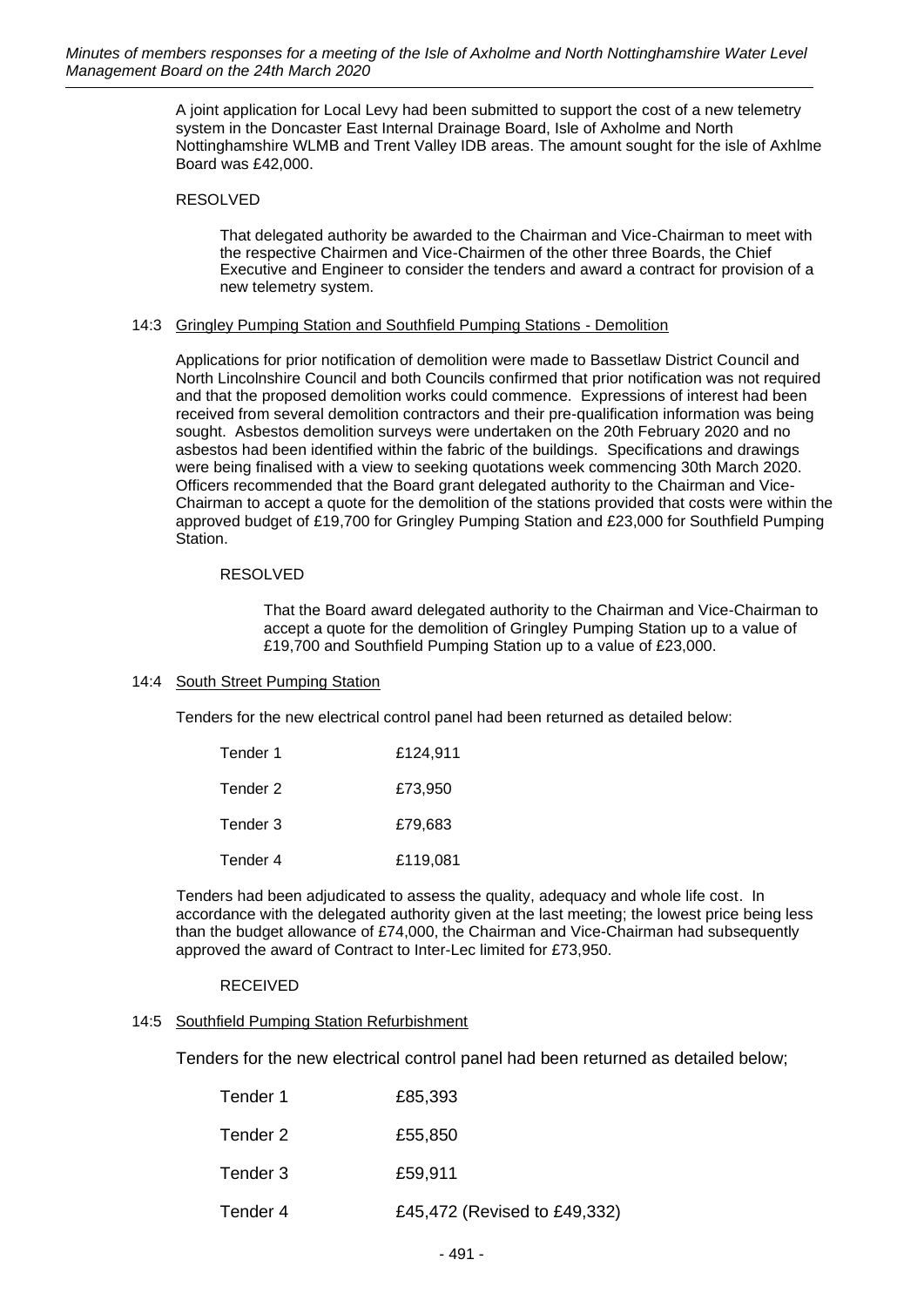A joint application for Local Levy had been submitted to support the cost of a new telemetry system in the Doncaster East Internal Drainage Board, Isle of Axholme and North Nottinghamshire WLMB and Trent Valley IDB areas. The amount sought for the isle of Axhlme Board was £42,000.

RESOLVED

That delegated authority be awarded to the Chairman and Vice-Chairman to meet with the respective Chairmen and Vice-Chairmen of the other three Boards, the Chief Executive and Engineer to consider the tenders and award a contract for provision of a new telemetry system.

14:3 Gringley Pumping Station and Southfield Pumping Stations - Demolition

Applications for prior notification of demolition were made to Bassetlaw District Council and North Lincolnshire Council and both Councils confirmed that prior notification was not required and that the proposed demolition works could commence. Expressions of interest had been received from several demolition contractors and their pre-qualification information was being sought. Asbestos demolition surveys were undertaken on the 20th February 2020 and no asbestos had been identified within the fabric of the buildings. Specifications and drawings were being finalised with a view to seeking quotations week commencing 30th March 2020. Officers recommended that the Board grant delegated authority to the Chairman and Vice-Chairman to accept a quote for the demolition of the stations provided that costs were within the approved budget of £19,700 for Gringley Pumping Station and £23,000 for Southfield Pumping Station.

RESOLVED

That the Board award delegated authority to the Chairman and Vice-Chairman to accept a quote for the demolition of Gringley Pumping Station up to a value of £19,700 and Southfield Pumping Station up to a value of £23,000.

14:4 South Street Pumping Station

Tenders for the new electrical control panel had been returned as detailed below:

| | |
|---|---|
| Tender 1 | £124,911 |
| Tender 2 | £73,950 |
| Tender 3 | £79,683 |
| Tender 4 | £119,081 |

Tenders had been adjudicated to assess the quality, adequacy and whole life cost. In accordance with the delegated authority given at the last meeting; the lowest price being less than the budget allowance of £74,000, the Chairman and Vice-Chairman had subsequently approved the award of Contract to Inter-Lec limited for £73,950.

RECEIVED

14:5 Southfield Pumping Station Refurbishment

Tenders for the new electrical control panel had been returned as detailed below;

| | |
|---|---|
| Tender 1 | £85,393 |
| Tender 2 | £55,850 |
| Tender 3 | £59,911 |
| Tender 4 | £45,472 (Revised to £49,332) |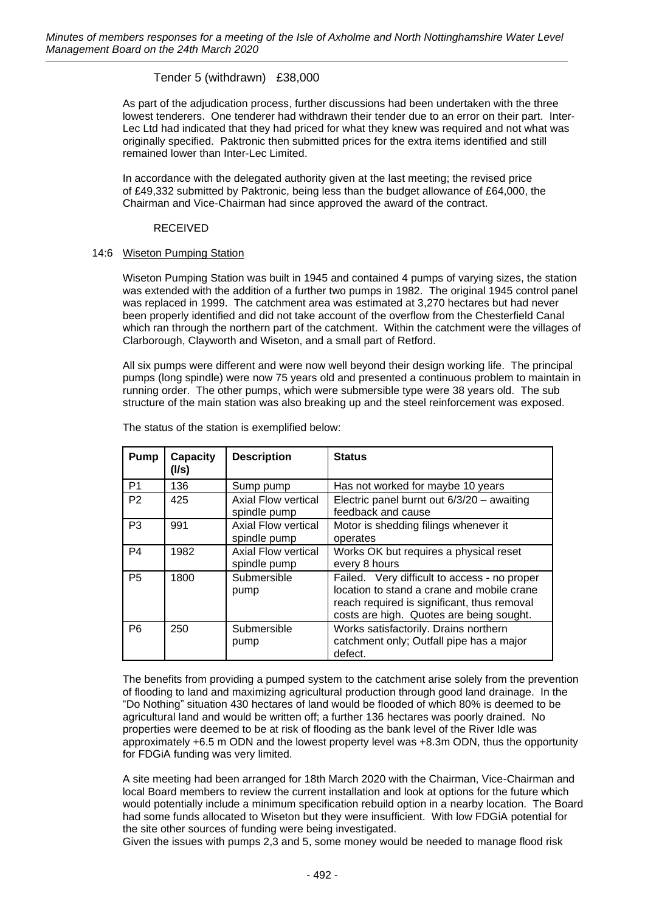Tender 5 (withdrawn) £38,000

As part of the adjudication process, further discussions had been undertaken with the three lowest tenderers. One tenderer had withdrawn their tender due to an error on their part. Inter-Lec Ltd had indicated that they had priced for what they knew was required and not what was originally specified. Paktronic then submitted prices for the extra items identified and still remained lower than Inter-Lec Limited.

In accordance with the delegated authority given at the last meeting; the revised price of £49,332 submitted by Paktronic, being less than the budget allowance of £64,000, the Chairman and Vice-Chairman had since approved the award of the contract.

RECEIVED

14:6 Wiseton Pumping Station

Wiseton Pumping Station was built in 1945 and contained 4 pumps of varying sizes, the station was extended with the addition of a further two pumps in 1982. The original 1945 control panel was replaced in 1999. The catchment area was estimated at 3,270 hectares but had never been properly identified and did not take account of the overflow from the Chesterfield Canal which ran through the northern part of the catchment. Within the catchment were the villages of Clarborough, Clayworth and Wiseton, and a small part of Retford.

All six pumps were different and were now well beyond their design working life. The principal pumps (long spindle) were now 75 years old and presented a continuous problem to maintain in running order. The other pumps, which were submersible type were 38 years old. The sub structure of the main station was also breaking up and the steel reinforcement was exposed.

The status of the station is exemplified below:

| Pump | Capacity (l/s) | Description | Status |
|---|---|---|---|
| P1 | 136 | Sump pump | Has not worked for maybe 10 years |
| P2 | 425 | Axial Flow vertical spindle pump | Electric panel burnt out 6/3/20 – awaiting feedback and cause |
| P3 | 991 | Axial Flow vertical spindle pump | Motor is shedding filings whenever it operates |
| P4 | 1982 | Axial Flow vertical spindle pump | Works OK but requires a physical reset every 8 hours |
| P5 | 1800 | Submersible pump | Failed. Very difficult to access - no proper location to stand a crane and mobile crane reach required is significant, thus removal costs are high. Quotes are being sought. |
| P6 | 250 | Submersible pump | Works satisfactorily. Drains northern catchment only; Outfall pipe has a major defect. |

The benefits from providing a pumped system to the catchment arise solely from the prevention of flooding to land and maximizing agricultural production through good land drainage. In the "Do Nothing" situation 430 hectares of land would be flooded of which 80% is deemed to be agricultural land and would be written off; a further 136 hectares was poorly drained. No properties were deemed to be at risk of flooding as the bank level of the River Idle was approximately +6.5 m ODN and the lowest property level was +8.3m ODN, thus the opportunity for FDGiA funding was very limited.

A site meeting had been arranged for 18th March 2020 with the Chairman, Vice-Chairman and local Board members to review the current installation and look at options for the future which would potentially include a minimum specification rebuild option in a nearby location. The Board had some funds allocated to Wiseton but they were insufficient. With low FDGiA potential for the site other sources of funding were being investigated.

Given the issues with pumps 2,3 and 5, some money would be needed to manage flood risk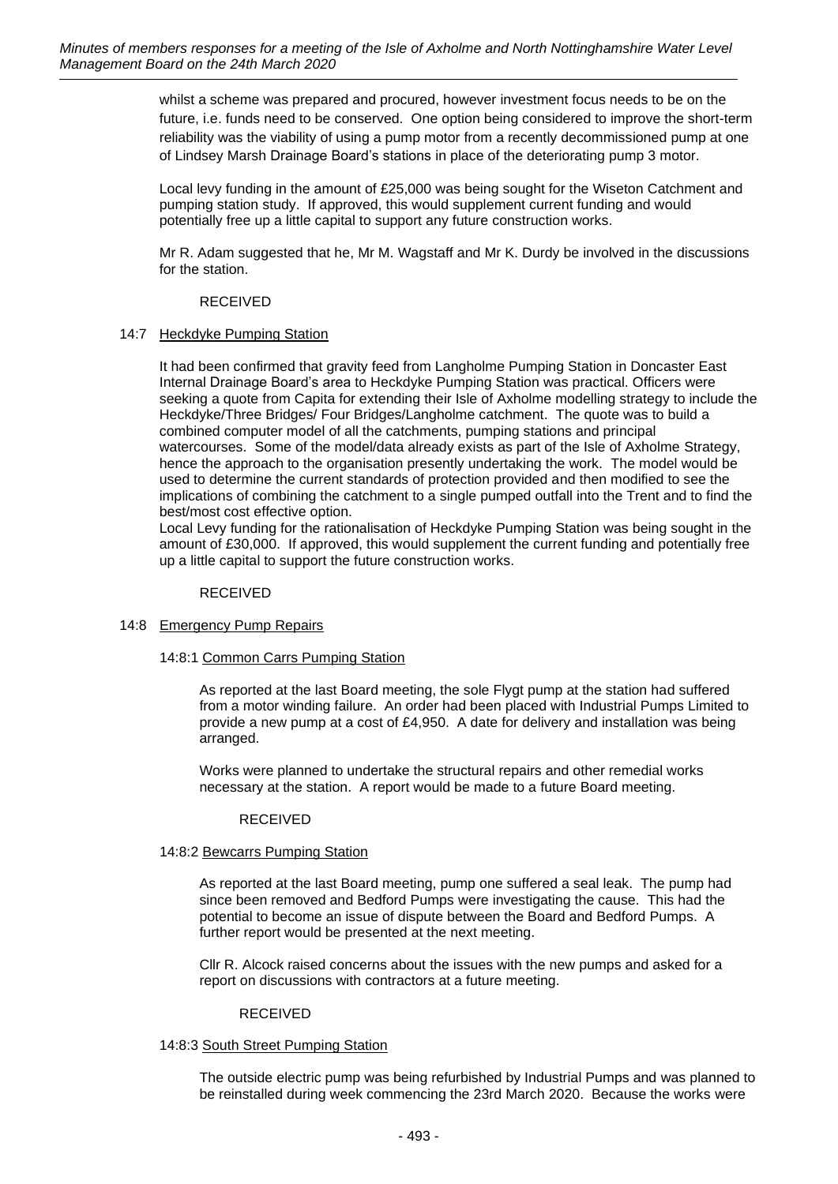whilst a scheme was prepared and procured, however investment focus needs to be on the future, i.e. funds need to be conserved. One option being considered to improve the short-term reliability was the viability of using a pump motor from a recently decommissioned pump at one of Lindsey Marsh Drainage Board's stations in place of the deteriorating pump 3 motor.

Local levy funding in the amount of £25,000 was being sought for the Wiseton Catchment and pumping station study. If approved, this would supplement current funding and would potentially free up a little capital to support any future construction works.

Mr R. Adam suggested that he, Mr M. Wagstaff and Mr K. Durdy be involved in the discussions for the station.

RECEIVED

### 14:7 Heckdyke Pumping Station

It had been confirmed that gravity feed from Langholme Pumping Station in Doncaster East Internal Drainage Board's area to Heckdyke Pumping Station was practical. Officers were seeking a quote from Capita for extending their Isle of Axholme modelling strategy to include the Heckdyke/Three Bridges/ Four Bridges/Langholme catchment. The quote was to build a combined computer model of all the catchments, pumping stations and principal watercourses. Some of the model/data already exists as part of the Isle of Axholme Strategy, hence the approach to the organisation presently undertaking the work. The model would be used to determine the current standards of protection provided and then modified to see the implications of combining the catchment to a single pumped outfall into the Trent and to find the best/most cost effective option.

Local Levy funding for the rationalisation of Heckdyke Pumping Station was being sought in the amount of £30,000. If approved, this would supplement the current funding and potentially free up a little capital to support the future construction works.

RECEIVED

### 14:8 Emergency Pump Repairs

#### 14:8:1 Common Carrs Pumping Station

As reported at the last Board meeting, the sole Flygt pump at the station had suffered from a motor winding failure. An order had been placed with Industrial Pumps Limited to provide a new pump at a cost of £4,950. A date for delivery and installation was being arranged.

Works were planned to undertake the structural repairs and other remedial works necessary at the station. A report would be made to a future Board meeting.

RECEIVED

#### 14:8:2 Bewcarrs Pumping Station

As reported at the last Board meeting, pump one suffered a seal leak. The pump had since been removed and Bedford Pumps were investigating the cause. This had the potential to become an issue of dispute between the Board and Bedford Pumps. A further report would be presented at the next meeting.

Cllr R. Alcock raised concerns about the issues with the new pumps and asked for a report on discussions with contractors at a future meeting.

RECEIVED

#### 14:8:3 South Street Pumping Station

The outside electric pump was being refurbished by Industrial Pumps and was planned to be reinstalled during week commencing the 23rd March 2020. Because the works were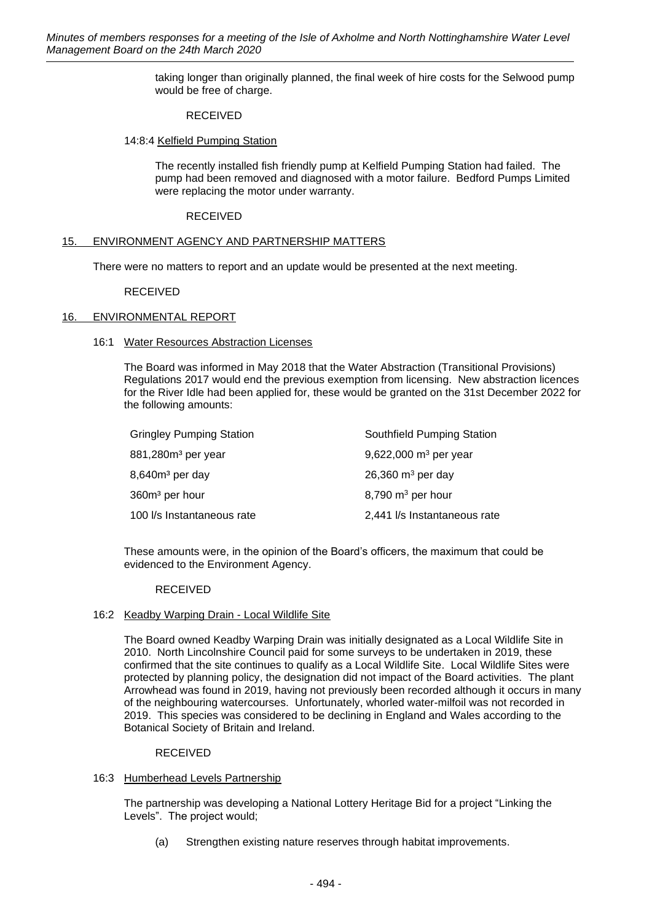taking longer than originally planned, the final week of hire costs for the Selwood pump would be free of charge.

RECEIVED

14:8:4 Kelfield Pumping Station

The recently installed fish friendly pump at Kelfield Pumping Station had failed. The pump had been removed and diagnosed with a motor failure. Bedford Pumps Limited were replacing the motor under warranty.

RECEIVED

## 15. ENVIRONMENT AGENCY AND PARTNERSHIP MATTERS

There were no matters to report and an update would be presented at the next meeting.

RECEIVED

## 16. ENVIRONMENTAL REPORT

### 16:1 Water Resources Abstraction Licenses

The Board was informed in May 2018 that the Water Abstraction (Transitional Provisions) Regulations 2017 would end the previous exemption from licensing. New abstraction licences for the River Idle had been applied for, these would be granted on the 31st December 2022 for the following amounts:

| Gringley Pumping Station | Southfield Pumping Station |
|---|---|
| 881,280m³ per year | 9,622,000 m³ per year |
| 8,640m³ per day | 26,360 m³ per day |
| 360m³ per hour | 8,790 m³ per hour |
| 100 l/s Instantaneous rate | 2,441 l/s Instantaneous rate |

These amounts were, in the opinion of the Board's officers, the maximum that could be evidenced to the Environment Agency.

RECEIVED

### 16:2 Keadby Warping Drain - Local Wildlife Site

The Board owned Keadby Warping Drain was initially designated as a Local Wildlife Site in 2010. North Lincolnshire Council paid for some surveys to be undertaken in 2019, these confirmed that the site continues to qualify as a Local Wildlife Site. Local Wildlife Sites were protected by planning policy, the designation did not impact of the Board activities. The plant Arrowhead was found in 2019, having not previously been recorded although it occurs in many of the neighbouring watercourses. Unfortunately, whorled water-milfoil was not recorded in 2019. This species was considered to be declining in England and Wales according to the Botanical Society of Britain and Ireland.

RECEIVED

### 16:3 Humberhead Levels Partnership

The partnership was developing a National Lottery Heritage Bid for a project "Linking the Levels". The project would;

(a) Strengthen existing nature reserves through habitat improvements.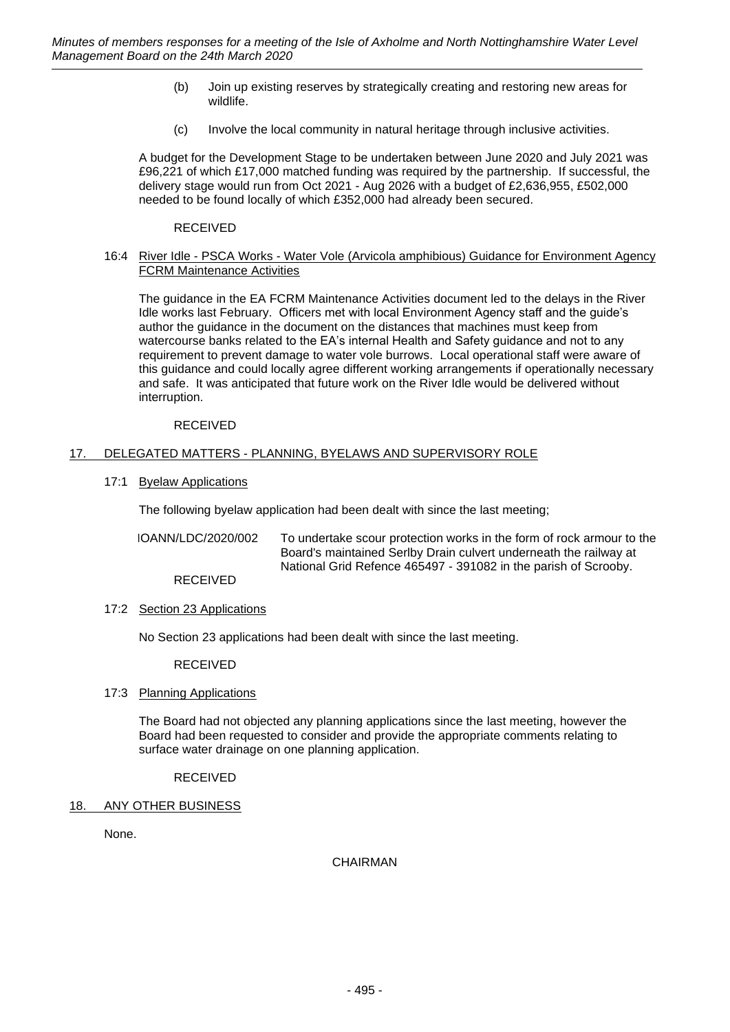(b) Join up existing reserves by strategically creating and restoring new areas for wildlife.

(c) Involve the local community in natural heritage through inclusive activities.

A budget for the Development Stage to be undertaken between June 2020 and July 2021 was £96,221 of which £17,000 matched funding was required by the partnership. If successful, the delivery stage would run from Oct 2021 - Aug 2026 with a budget of £2,636,955, £502,000 needed to be found locally of which £352,000 had already been secured.

RECEIVED

16:4 River Idle - PSCA Works - Water Vole (Arvicola amphibious) Guidance for Environment Agency FCRM Maintenance Activities

The guidance in the EA FCRM Maintenance Activities document led to the delays in the River Idle works last February. Officers met with local Environment Agency staff and the guide's author the guidance in the document on the distances that machines must keep from watercourse banks related to the EA's internal Health and Safety guidance and not to any requirement to prevent damage to water vole burrows. Local operational staff were aware of this guidance and could locally agree different working arrangements if operationally necessary and safe. It was anticipated that future work on the River Idle would be delivered without interruption.

RECEIVED

## 17. DELEGATED MATTERS - PLANNING, BYELAWS AND SUPERVISORY ROLE

17:1 Byelaw Applications

The following byelaw application had been dealt with since the last meeting;

IOANN/LDC/2020/002 — To undertake scour protection works in the form of rock armour to the Board's maintained Serlby Drain culvert underneath the railway at National Grid Refence 465497 - 391082 in the parish of Scrooby.

RECEIVED

17:2 Section 23 Applications

No Section 23 applications had been dealt with since the last meeting.

RECEIVED

17:3 Planning Applications

The Board had not objected any planning applications since the last meeting, however the Board had been requested to consider and provide the appropriate comments relating to surface water drainage on one planning application.

RECEIVED

## 18. ANY OTHER BUSINESS

None.

CHAIRMAN